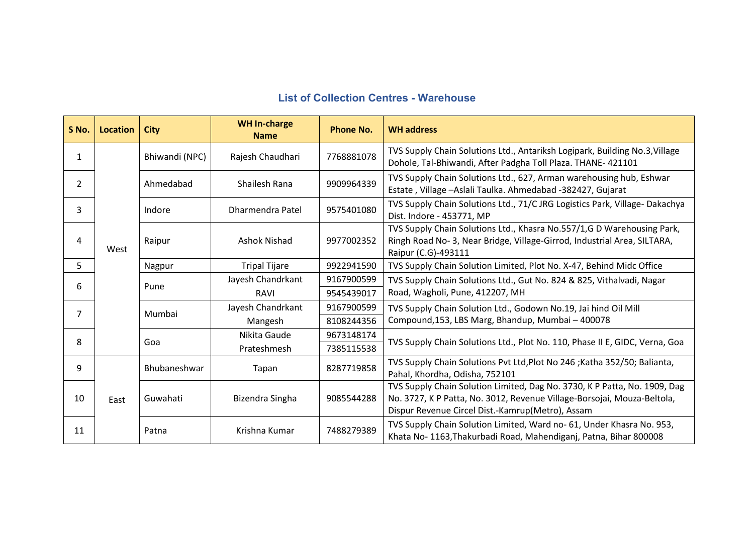## List of Collection Centres - Warehouse

| S No. | Location | City | WH In-charge Name | Phone No. | WH address |
|---|---|---|---|---|---|
| 1 | West | Bhiwandi (NPC) | Rajesh Chaudhari | 7768881078 | TVS Supply Chain Solutions Ltd., Antariksh Logipark, Building No.3,Village Dohole, Tal-Bhiwandi, After Padgha Toll Plaza. THANE- 421101 |
| 2 | | Ahmedabad | Shailesh Rana | 9909964339 | TVS Supply Chain Solutions Ltd., 627, Arman warehousing hub, Eshwar Estate , Village –Aslali Taulka. Ahmedabad -382427, Gujarat |
| 3 | | Indore | Dharmendra Patel | 9575401080 | TVS Supply Chain Solutions Ltd., 71/C JRG Logistics Park, Village- Dakachya Dist. Indore - 453771, MP |
| 4 | | Raipur | Ashok Nishad | 9977002352 | TVS Supply Chain Solutions Ltd., Khasra No.557/1,G D Warehousing Park, Ringh Road No- 3, Near Bridge, Village-Girrod, Industrial Area, SILTARA, Raipur (C.G)-493111 |
| 5 | | Nagpur | Tripal Tijare | 9922941590 | TVS Supply Chain Solution Limited, Plot No. X-47, Behind Midc Office |
| 6 | | Pune | Jayesh Chandrkant | 9167900599 | TVS Supply Chain Solutions Ltd., Gut No. 824 & 825, Vithalvadi, Nagar Road, Wagholi, Pune, 412207, MH |
| | | | RAVI | 9545439017 | |
| 7 | | Mumbai | Jayesh Chandrkant | 9167900599 | TVS Supply Chain Solution Ltd., Godown No.19, Jai hind Oil Mill Compound,153, LBS Marg, Bhandup, Mumbai – 400078 |
| | | | Mangesh | 8108244356 | |
| 8 | | Goa | Nikita Gaude | 9673148174 | TVS Supply Chain Solutions Ltd., Plot No. 110, Phase II E, GIDC, Verna, Goa |
| | | | Prateshmesh | 7385115538 | |
| 9 | East | Bhubaneshwar | Tapan | 8287719858 | TVS Supply Chain Solutions Pvt Ltd,Plot No 246 ;Katha 352/50; Balianta, Pahal, Khordha, Odisha, 752101 |
| 10 | | Guwahati | Bizendra Singha | 9085544288 | TVS Supply Chain Solution Limited, Dag No. 3730, K P Patta, No. 1909, Dag No. 3727, K P Patta, No. 3012, Revenue Village-Borsojai, Mouza-Beltola, Dispur Revenue Circel Dist.-Kamrup(Metro), Assam |
| 11 | | Patna | Krishna Kumar | 7488279389 | TVS Supply Chain Solution Limited, Ward no- 61, Under Khasra No. 953, Khata No- 1163,Thakurbadi Road, Mahendiganj, Patna, Bihar 800008 |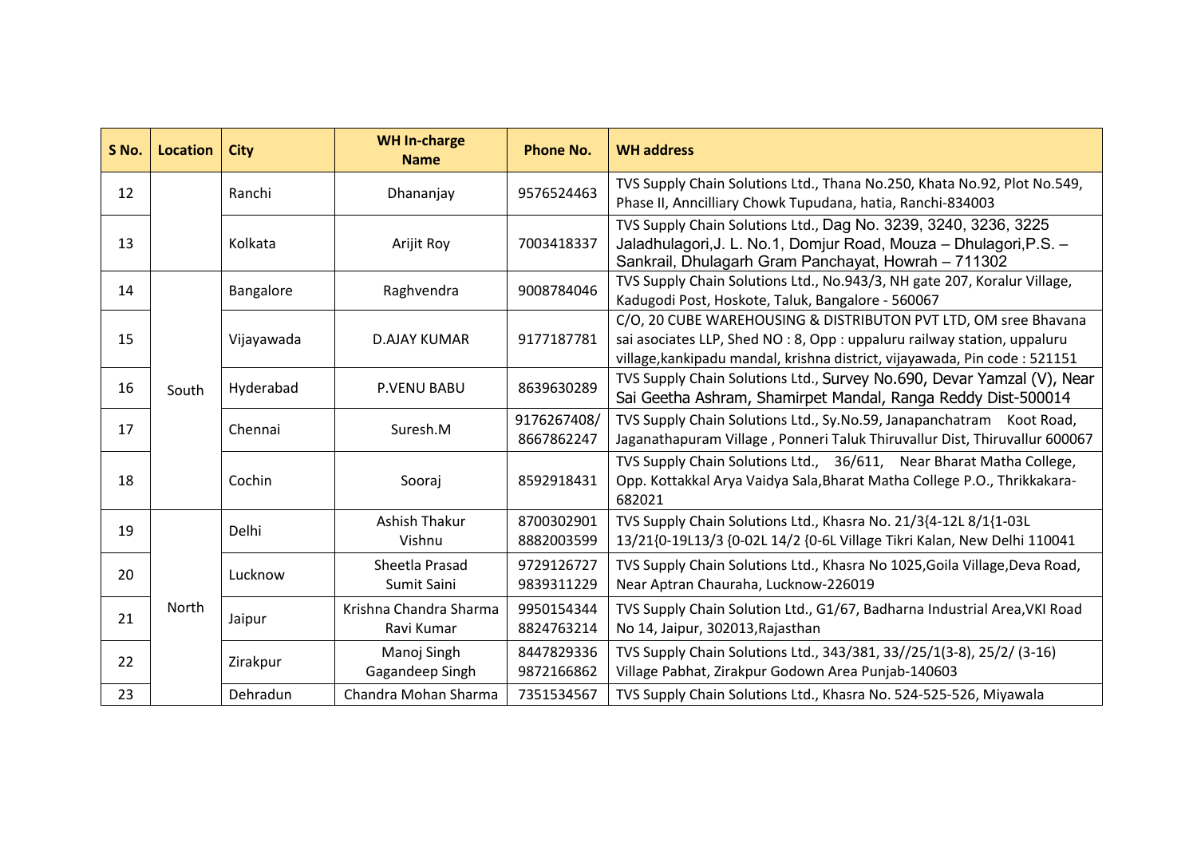| S No. | Location | City | WH In-charge Name | Phone No. | WH address |
| --- | --- | --- | --- | --- | --- |
| 12 | | Ranchi | Dhananjay | 9576524463 | TVS Supply Chain Solutions Ltd., Thana No.250, Khata No.92, Plot No.549, Phase II, Anncilliary Chowk Tupudana, hatia, Ranchi-834003 |
| 13 | | Kolkata | Arijit Roy | 7003418337 | TVS Supply Chain Solutions Ltd., Dag No. 3239, 3240, 3236, 3225 Jaladhulagori,J. L. No.1, Domjur Road, Mouza – Dhulagori,P.S. – Sankrail, Dhulagarh Gram Panchayat, Howrah – 711302 |
| 14 | South | Bangalore | Raghvendra | 9008784046 | TVS Supply Chain Solutions Ltd., No.943/3, NH gate 207, Koralur Village, Kadugodi Post, Hoskote, Taluk, Bangalore - 560067 |
| 15 | | Vijayawada | D.AJAY KUMAR | 9177187781 | C/O, 20 CUBE WAREHOUSING & DISTRIBUTON PVT LTD, OM sree Bhavana sai asociates LLP, Shed NO : 8, Opp : uppaluru railway station, uppaluru village,kankipadu mandal, krishna district, vijayawada, Pin code : 521151 |
| 16 | | Hyderabad | P.VENU BABU | 8639630289 | TVS Supply Chain Solutions Ltd., Survey No.690, Devar Yamzal (V), Near Sai Geetha Ashram, Shamirpet Mandal, Ranga Reddy Dist-500014 |
| 17 | | Chennai | Suresh.M | 9176267408/ 8667862247 | TVS Supply Chain Solutions Ltd., Sy.No.59, Janapanchatram Koot Road, Jaganathapuram Village , Ponneri Taluk Thiruvallur Dist, Thiruvallur 600067 |
| 18 | | Cochin | Sooraj | 8592918431 | TVS Supply Chain Solutions Ltd., 36/611, Near Bharat Matha College, Opp. Kottakkal Arya Vaidya Sala,Bharat Matha College P.O., Thrikkakara-682021 |
| 19 | North | Delhi | Ashish Thakur<br>Vishnu | 8700302901<br>8882003599 | TVS Supply Chain Solutions Ltd., Khasra No. 21/3{4-12L 8/1{1-03L 13/21{0-19L13/3 {0-02L 14/2 {0-6L Village Tikri Kalan, New Delhi 110041 |
| 20 | | Lucknow | Sheetla Prasad<br>Sumit Saini | 9729126727<br>9839311229 | TVS Supply Chain Solutions Ltd., Khasra No 1025,Goila Village,Deva Road, Near Aptran Chauraha, Lucknow-226019 |
| 21 | | Jaipur | Krishna Chandra Sharma<br>Ravi Kumar | 9950154344<br>8824763214 | TVS Supply Chain Solution Ltd., G1/67, Badharna Industrial Area,VKI Road No 14, Jaipur, 302013,Rajasthan |
| 22 | | Zirakpur | Manoj Singh<br>Gagandeep Singh | 8447829336<br>9872166862 | TVS Supply Chain Solutions Ltd., 343/381, 33//25/1(3-8), 25/2/ (3-16) Village Pabhat, Zirakpur Godown Area Punjab-140603 |
| 23 | | Dehradun | Chandra Mohan Sharma | 7351534567 | TVS Supply Chain Solutions Ltd., Khasra No. 524-525-526, Miyawala |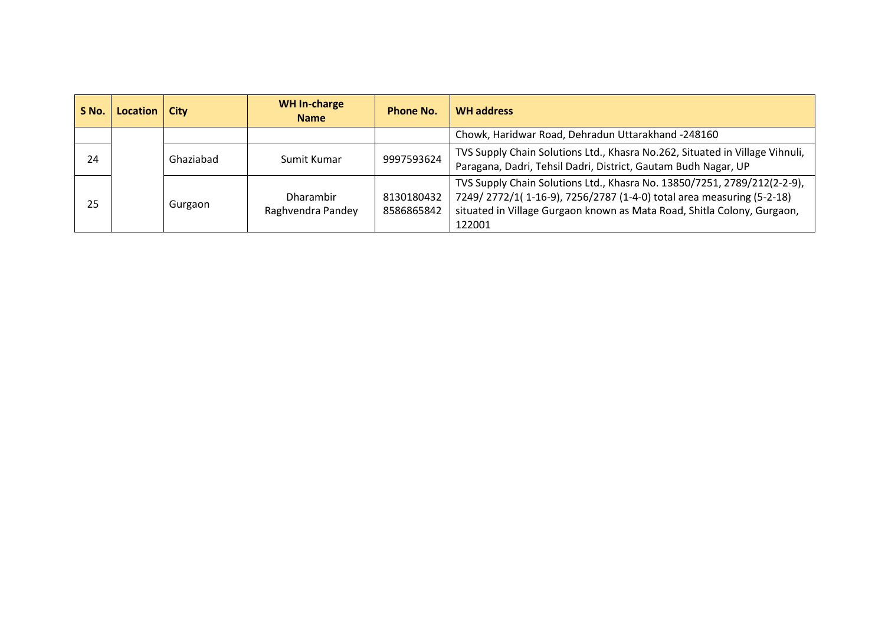| S No. | Location | City | WH In-charge Name | Phone No. | WH address |
|---|---|---|---|---|---|
| | | | | | Chowk, Haridwar Road, Dehradun Uttarakhand -248160 |
| 24 | | Ghaziabad | Sumit Kumar | 9997593624 | TVS Supply Chain Solutions Ltd., Khasra No.262, Situated in Village Vihnuli, Paragana, Dadri, Tehsil Dadri, District, Gautam Budh Nagar, UP |
| 25 | | Gurgaon | Dharambir Raghvendra Pandey | 8130180432 8586865842 | TVS Supply Chain Solutions Ltd., Khasra No. 13850/7251, 2789/212(2-2-9), 7249/ 2772/1( 1-16-9), 7256/2787 (1-4-0) total area measuring (5-2-18) situated in Village Gurgaon known as Mata Road, Shitla Colony, Gurgaon, 122001 |